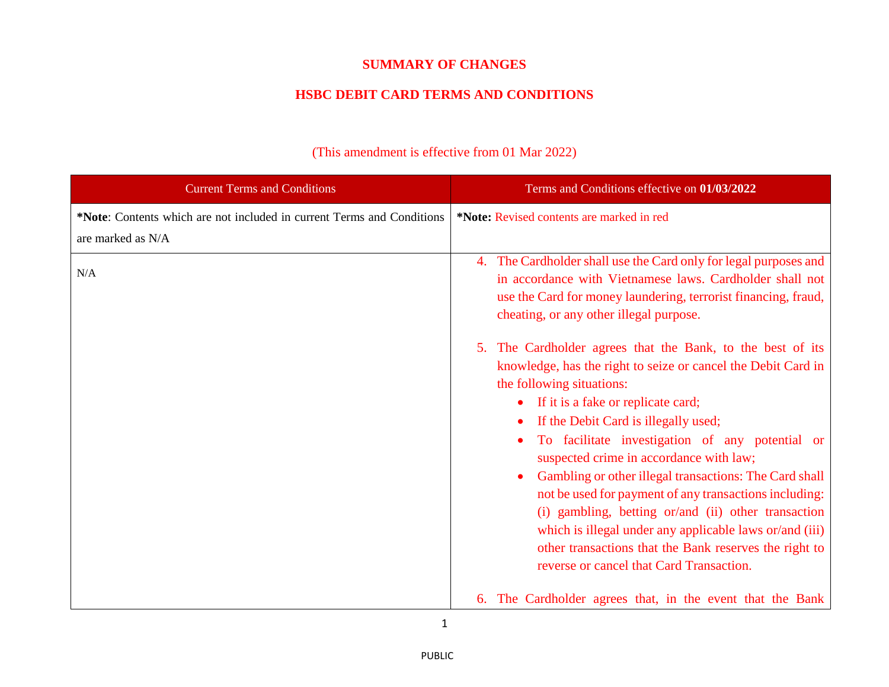**SUMMARY OF CHANGES**

**HSBC DEBIT CARD TERMS AND CONDITIONS**

(This amendment is effective from 01 Mar 2022)

| Current Terms and Conditions | Terms and Conditions effective on **01/03/2022** |
|---|---|
| ***Note**: Contents which are not included in current Terms and Conditions are marked as N/A | ***Note:** Revised contents are marked in red |
| N/A | 4. The Cardholder shall use the Card only for legal purposes and in accordance with Vietnamese laws. Cardholder shall not use the Card for money laundering, terrorist financing, fraud, cheating, or any other illegal purpose.<br><br>5. The Cardholder agrees that the Bank, to the best of its knowledge, has the right to seize or cancel the Debit Card in the following situations:<br>• If it is a fake or replicate card;<br>• If the Debit Card is illegally used;<br>• To facilitate investigation of any potential or suspected crime in accordance with law;<br>• Gambling or other illegal transactions: The Card shall not be used for payment of any transactions including: (i) gambling, betting or/and (ii) other transaction which is illegal under any applicable laws or/and (iii) other transactions that the Bank reserves the right to reverse or cancel that Card Transaction.<br><br>6. The Cardholder agrees that, in the event that the Bank |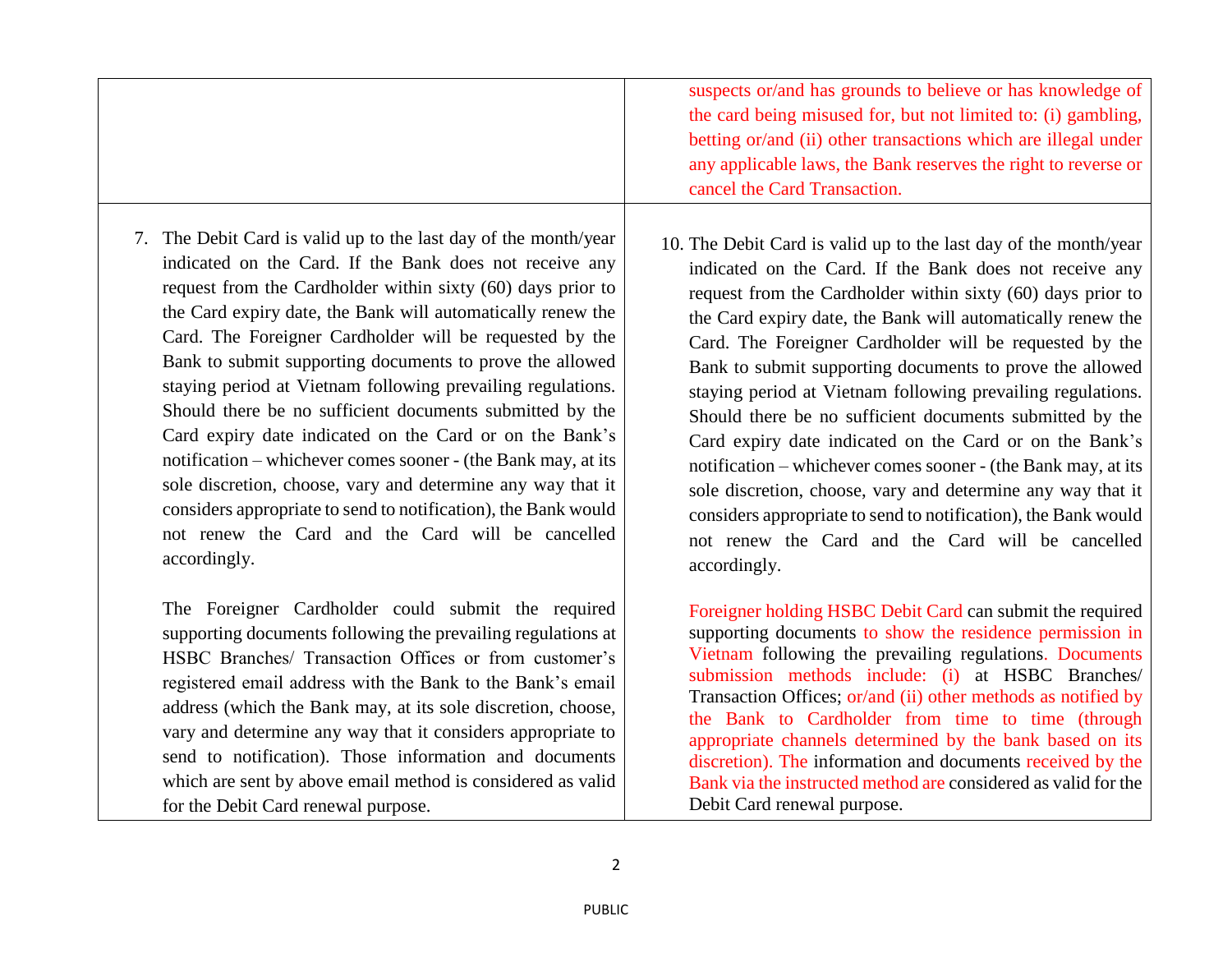| | |
|---|---|
| | suspects or/and has grounds to believe or has knowledge of the card being misused for, but not limited to: (i) gambling, betting or/and (ii) other transactions which are illegal under any applicable laws, the Bank reserves the right to reverse or cancel the Card Transaction. |
| 7. The Debit Card is valid up to the last day of the month/year indicated on the Card. If the Bank does not receive any request from the Cardholder within sixty (60) days prior to the Card expiry date, the Bank will automatically renew the Card. The Foreigner Cardholder will be requested by the Bank to submit supporting documents to prove the allowed staying period at Vietnam following prevailing regulations. Should there be no sufficient documents submitted by the Card expiry date indicated on the Card or on the Bank's notification – whichever comes sooner - (the Bank may, at its sole discretion, choose, vary and determine any way that it considers appropriate to send to notification), the Bank would not renew the Card and the Card will be cancelled accordingly.<br><br>The Foreigner Cardholder could submit the required supporting documents following the prevailing regulations at HSBC Branches/ Transaction Offices or from customer's registered email address with the Bank to the Bank's email address (which the Bank may, at its sole discretion, choose, vary and determine any way that it considers appropriate to send to notification). Those information and documents which are sent by above email method is considered as valid for the Debit Card renewal purpose. | 10. The Debit Card is valid up to the last day of the month/year indicated on the Card. If the Bank does not receive any request from the Cardholder within sixty (60) days prior to the Card expiry date, the Bank will automatically renew the Card. The Foreigner Cardholder will be requested by the Bank to submit supporting documents to prove the allowed staying period at Vietnam following prevailing regulations. Should there be no sufficient documents submitted by the Card expiry date indicated on the Card or on the Bank's notification – whichever comes sooner - (the Bank may, at its sole discretion, choose, vary and determine any way that it considers appropriate to send to notification), the Bank would not renew the Card and the Card will be cancelled accordingly.<br><br>Foreigner holding HSBC Debit Card can submit the required supporting documents to show the residence permission in Vietnam following the prevailing regulations. Documents submission methods include: (i) at HSBC Branches/ Transaction Offices; or/and (ii) other methods as notified by the Bank to Cardholder from time to time (through appropriate channels determined by the bank based on its discretion). The information and documents received by the Bank via the instructed method are considered as valid for the Debit Card renewal purpose. |

PUBLIC